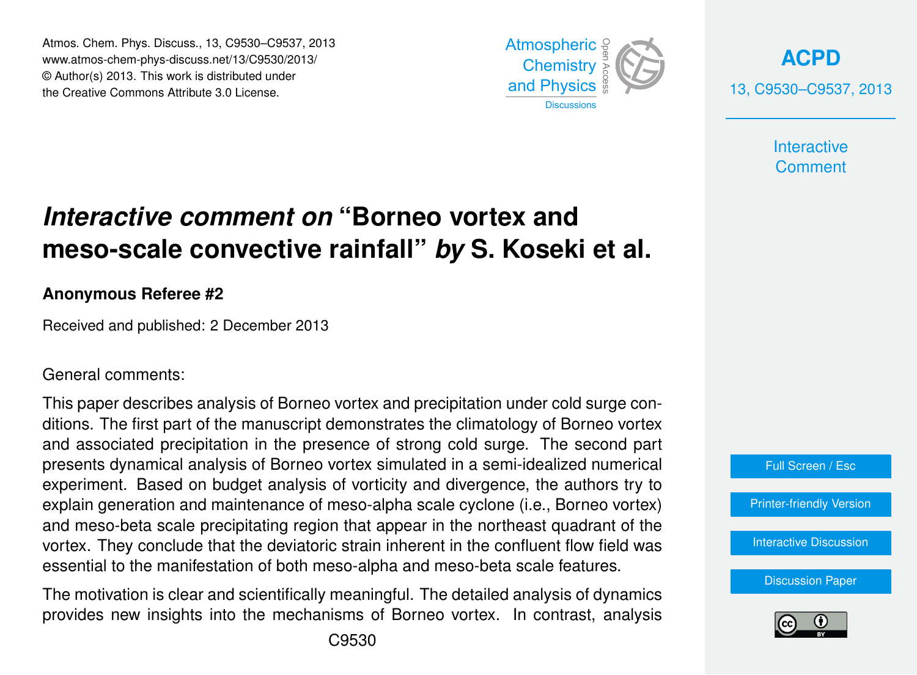# *Interactive comment on* "Borneo vortex and meso-scale convective rainfall" *by* S. Koseki et al.

**Anonymous Referee #2**

Received and published: 2 December 2013

General comments:

This paper describes analysis of Borneo vortex and precipitation under cold surge conditions. The first part of the manuscript demonstrates the climatology of Borneo vortex and associated precipitation in the presence of strong cold surge. The second part presents dynamical analysis of Borneo vortex simulated in a semi-idealized numerical experiment. Based on budget analysis of vorticity and divergence, the authors try to explain generation and maintenance of meso-alpha scale cyclone (i.e., Borneo vortex) and meso-beta scale precipitating region that appear in the northeast quadrant of the vortex. They conclude that the deviatoric strain inherent in the confluent flow field was essential to the manifestation of both meso-alpha and meso-beta scale features.

The motivation is clear and scientifically meaningful. The detailed analysis of dynamics provides new insights into the mechanisms of Borneo vortex. In contrast, analysis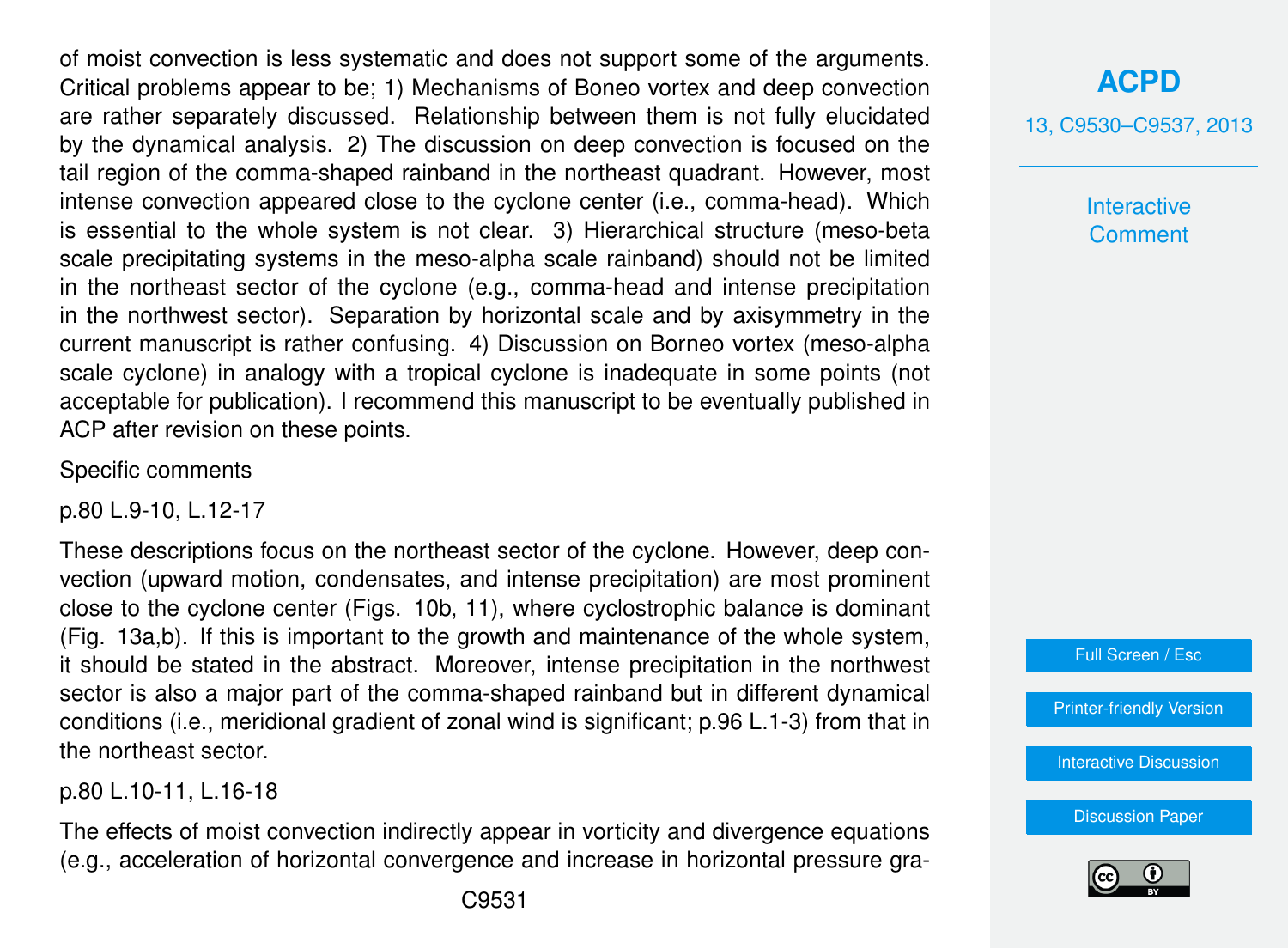of moist convection is less systematic and does not support some of the arguments. Critical problems appear to be; 1) Mechanisms of Boneo vortex and deep convection are rather separately discussed. Relationship between them is not fully elucidated by the dynamical analysis. 2) The discussion on deep convection is focused on the tail region of the comma-shaped rainband in the northeast quadrant. However, most intense convection appeared close to the cyclone center (i.e., comma-head). Which is essential to the whole system is not clear. 3) Hierarchical structure (meso-beta scale precipitating systems in the meso-alpha scale rainband) should not be limited in the northeast sector of the cyclone (e.g., comma-head and intense precipitation in the northwest sector). Separation by horizontal scale and by axisymmetry in the current manuscript is rather confusing. 4) Discussion on Borneo vortex (meso-alpha scale cyclone) in analogy with a tropical cyclone is inadequate in some points (not acceptable for publication). I recommend this manuscript to be eventually published in ACP after revision on these points.

Specific comments

p.80 L.9-10, L.12-17

These descriptions focus on the northeast sector of the cyclone. However, deep convection (upward motion, condensates, and intense precipitation) are most prominent close to the cyclone center (Figs. 10b, 11), where cyclostrophic balance is dominant (Fig. 13a,b). If this is important to the growth and maintenance of the whole system, it should be stated in the abstract. Moreover, intense precipitation in the northwest sector is also a major part of the comma-shaped rainband but in different dynamical conditions (i.e., meridional gradient of zonal wind is significant; p.96 L.1-3) from that in the northeast sector.

p.80 L.10-11, L.16-18

The effects of moist convection indirectly appear in vorticity and divergence equations (e.g., acceleration of horizontal convergence and increase in horizontal pressure gra-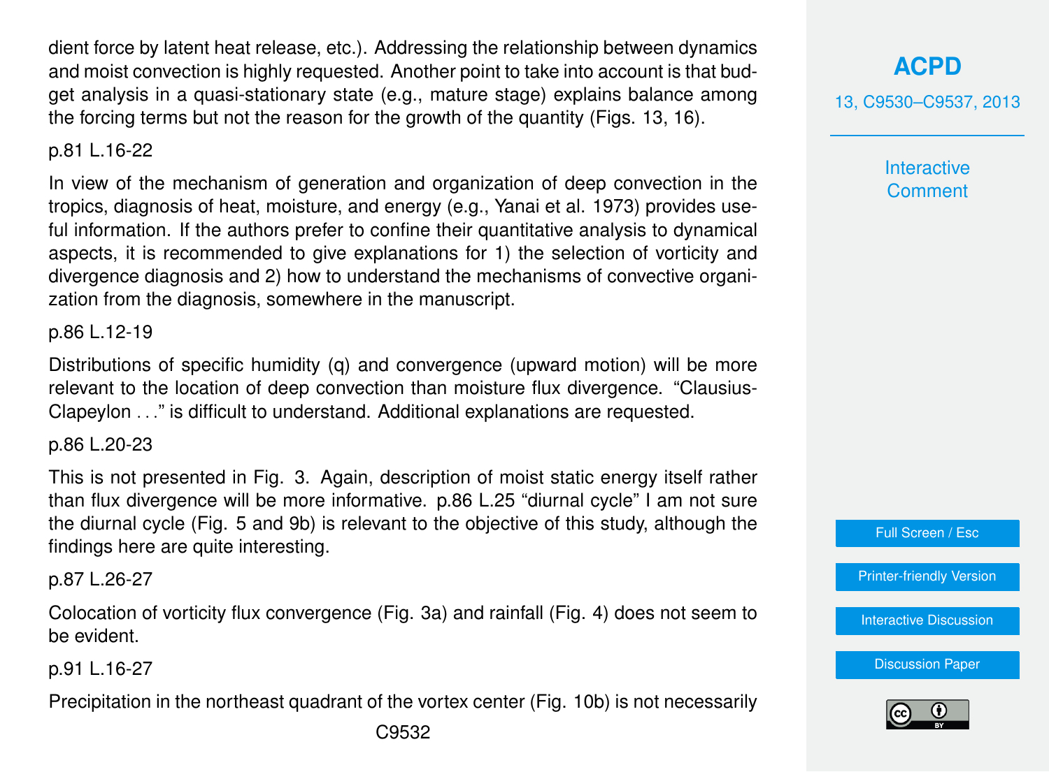dient force by latent heat release, etc.). Addressing the relationship between dynamics and moist convection is highly requested. Another point to take into account is that budget analysis in a quasi-stationary state (e.g., mature stage) explains balance among the forcing terms but not the reason for the growth of the quantity (Figs. 13, 16).

p.81 L.16-22

In view of the mechanism of generation and organization of deep convection in the tropics, diagnosis of heat, moisture, and energy (e.g., Yanai et al. 1973) provides useful information. If the authors prefer to confine their quantitative analysis to dynamical aspects, it is recommended to give explanations for 1) the selection of vorticity and divergence diagnosis and 2) how to understand the mechanisms of convective organization from the diagnosis, somewhere in the manuscript.

p.86 L.12-19

Distributions of specific humidity (q) and convergence (upward motion) will be more relevant to the location of deep convection than moisture flux divergence. "Clausius-Clapeylon . . ." is difficult to understand. Additional explanations are requested.

p.86 L.20-23

This is not presented in Fig. 3. Again, description of moist static energy itself rather than flux divergence will be more informative. p.86 L.25 "diurnal cycle" I am not sure the diurnal cycle (Fig. 5 and 9b) is relevant to the objective of this study, although the findings here are quite interesting.

p.87 L.26-27

Colocation of vorticity flux convergence (Fig. 3a) and rainfall (Fig. 4) does not seem to be evident.

p.91 L.16-27

Precipitation in the northeast quadrant of the vortex center (Fig. 10b) is not necessarily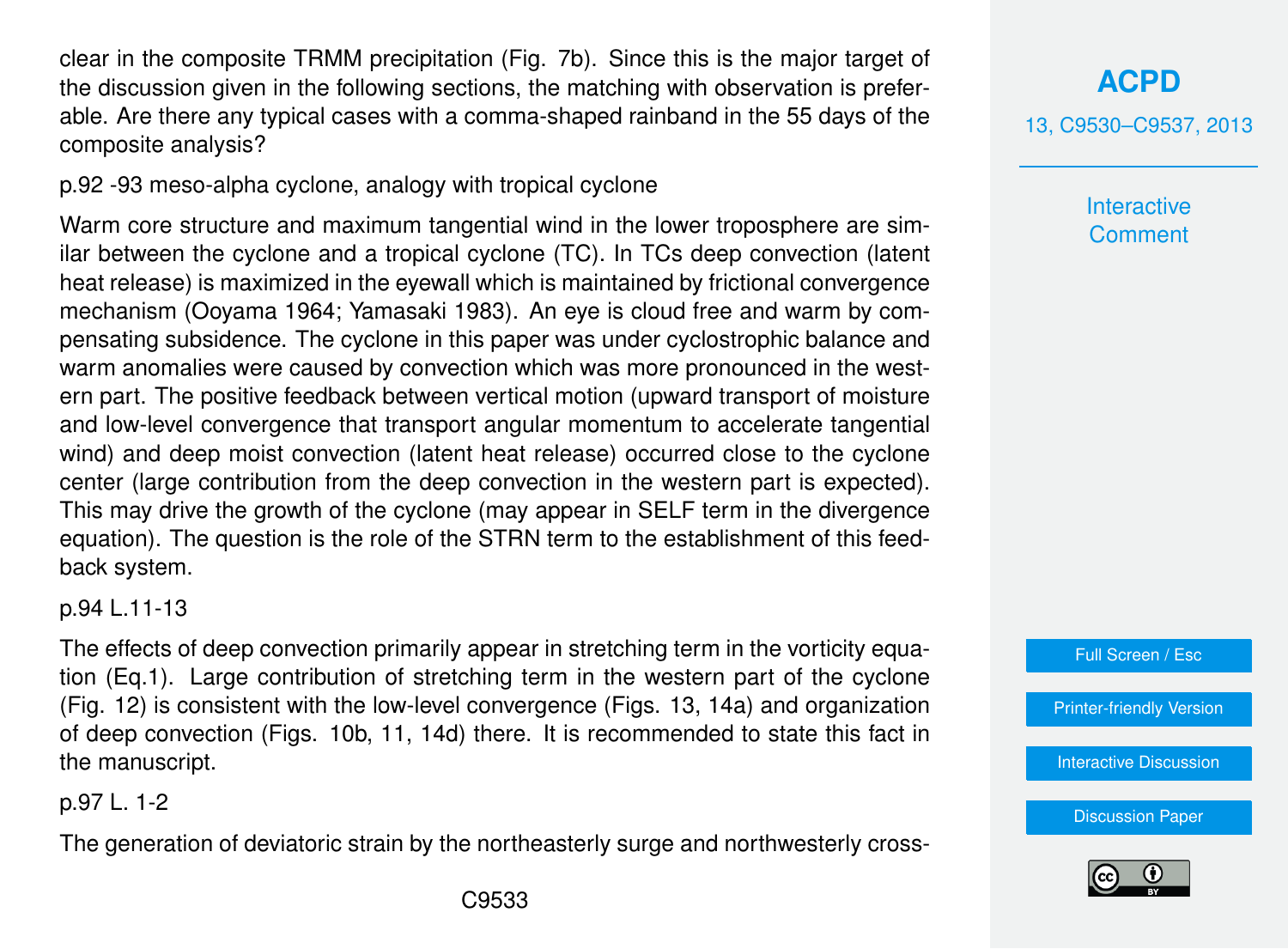clear in the composite TRMM precipitation (Fig. 7b). Since this is the major target of the discussion given in the following sections, the matching with observation is preferable. Are there any typical cases with a comma-shaped rainband in the 55 days of the composite analysis?

p.92 -93 meso-alpha cyclone, analogy with tropical cyclone

Warm core structure and maximum tangential wind in the lower troposphere are similar between the cyclone and a tropical cyclone (TC). In TCs deep convection (latent heat release) is maximized in the eyewall which is maintained by frictional convergence mechanism (Ooyama 1964; Yamasaki 1983). An eye is cloud free and warm by compensating subsidence. The cyclone in this paper was under cyclostrophic balance and warm anomalies were caused by convection which was more pronounced in the western part. The positive feedback between vertical motion (upward transport of moisture and low-level convergence that transport angular momentum to accelerate tangential wind) and deep moist convection (latent heat release) occurred close to the cyclone center (large contribution from the deep convection in the western part is expected). This may drive the growth of the cyclone (may appear in SELF term in the divergence equation). The question is the role of the STRN term to the establishment of this feedback system.

p.94 L.11-13

The effects of deep convection primarily appear in stretching term in the vorticity equation (Eq.1). Large contribution of stretching term in the western part of the cyclone (Fig. 12) is consistent with the low-level convergence (Figs. 13, 14a) and organization of deep convection (Figs. 10b, 11, 14d) there. It is recommended to state this fact in the manuscript.

p.97 L. 1-2

The generation of deviatoric strain by the northeasterly surge and northwesterly cross-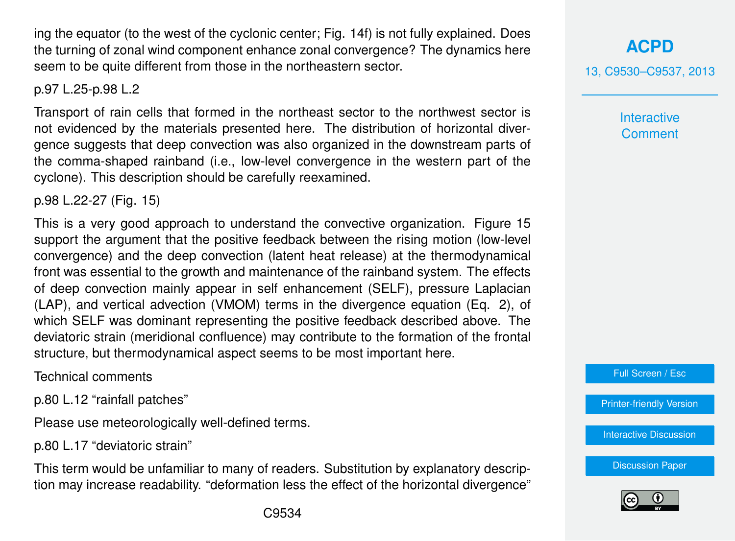ing the equator (to the west of the cyclonic center; Fig. 14f) is not fully explained. Does the turning of zonal wind component enhance zonal convergence? The dynamics here seem to be quite different from those in the northeastern sector.

p.97 L.25-p.98 L.2

Transport of rain cells that formed in the northeast sector to the northwest sector is not evidenced by the materials presented here. The distribution of horizontal divergence suggests that deep convection was also organized in the downstream parts of the comma-shaped rainband (i.e., low-level convergence in the western part of the cyclone). This description should be carefully reexamined.

p.98 L.22-27 (Fig. 15)

This is a very good approach to understand the convective organization. Figure 15 support the argument that the positive feedback between the rising motion (low-level convergence) and the deep convection (latent heat release) at the thermodynamical front was essential to the growth and maintenance of the rainband system. The effects of deep convection mainly appear in self enhancement (SELF), pressure Laplacian (LAP), and vertical advection (VMOM) terms in the divergence equation (Eq. 2), of which SELF was dominant representing the positive feedback described above. The deviatoric strain (meridional confluence) may contribute to the formation of the frontal structure, but thermodynamical aspect seems to be most important here.

Technical comments

p.80 L.12 "rainfall patches"

Please use meteorologically well-defined terms.

p.80 L.17 "deviatoric strain"

This term would be unfamiliar to many of readers. Substitution by explanatory description may increase readability. "deformation less the effect of the horizontal divergence"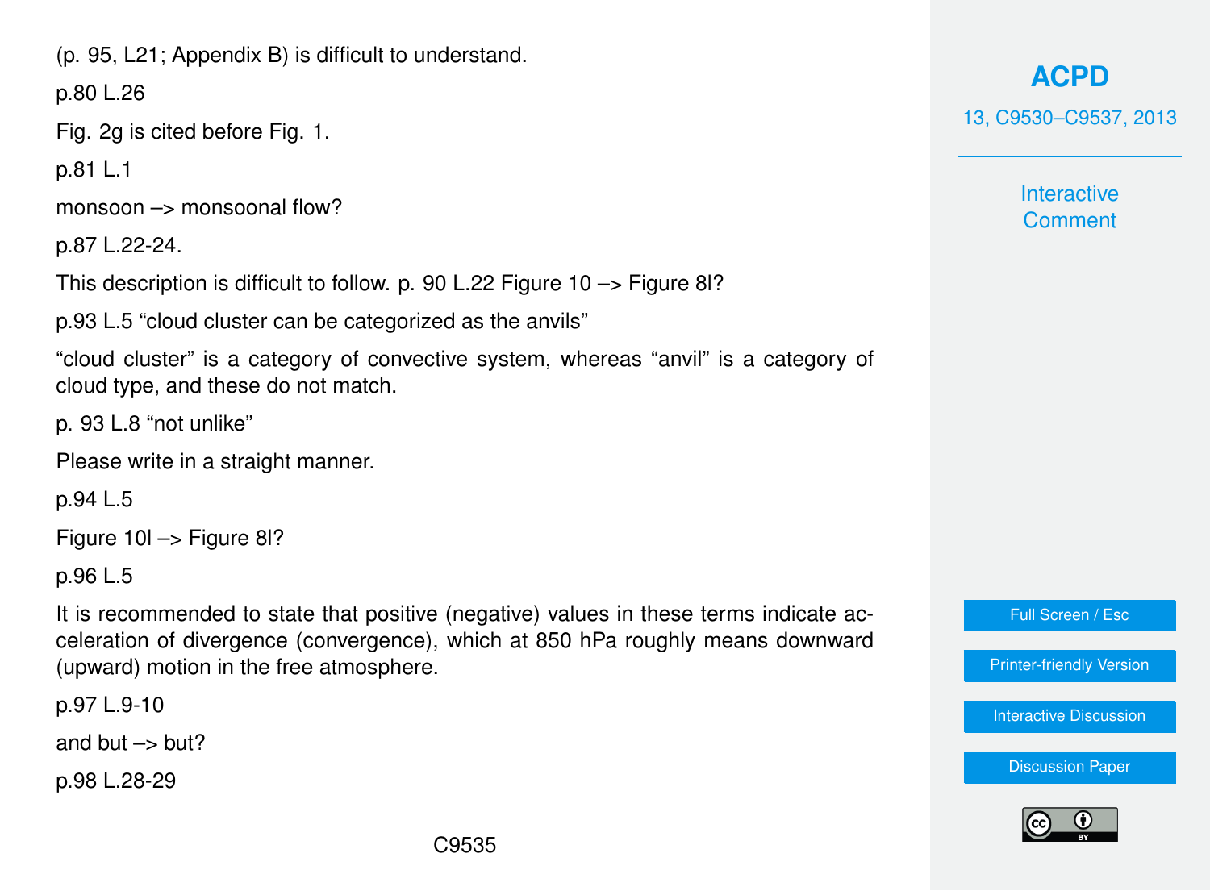(p. 95, L21; Appendix B) is difficult to understand.

p.80 L.26

Fig. 2g is cited before Fig. 1.

p.81 L.1

monsoon –> monsoonal flow?

p.87 L.22-24.

This description is difficult to follow. p. 90 L.22 Figure 10 –> Figure 8l?

p.93 L.5 "cloud cluster can be categorized as the anvils"

"cloud cluster" is a category of convective system, whereas "anvil" is a category of cloud type, and these do not match.

p. 93 L.8 "not unlike"

Please write in a straight manner.

p.94 L.5

Figure 10l –> Figure 8l?

p.96 L.5

It is recommended to state that positive (negative) values in these terms indicate acceleration of divergence (convergence), which at 850 hPa roughly means downward (upward) motion in the free atmosphere.

p.97 L.9-10

and but –> but?

p.98 L.28-29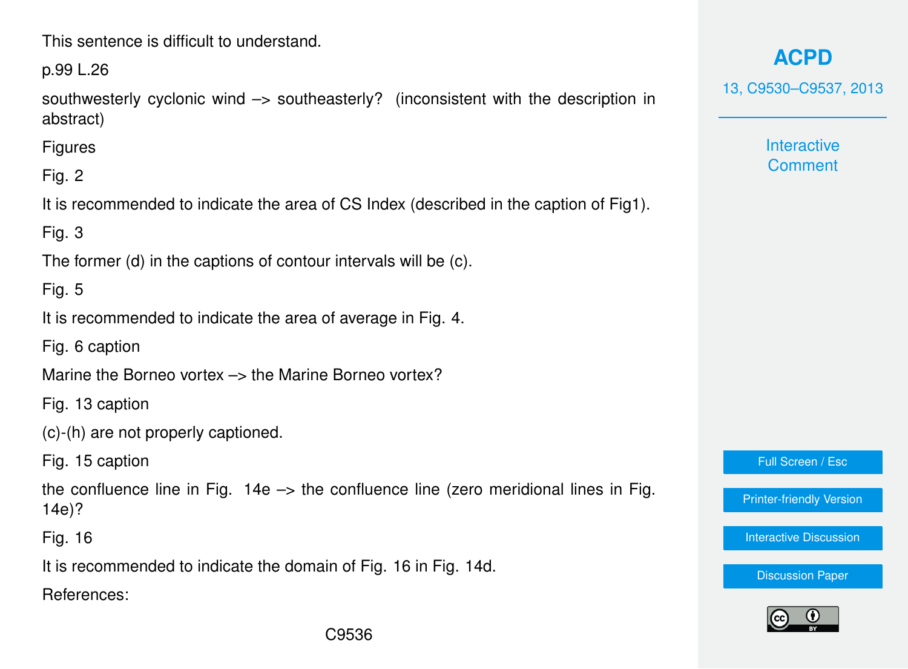This sentence is difficult to understand.

p.99 L.26

southwesterly cyclonic wind –> southeasterly? (inconsistent with the description in abstract)

Figures

Fig. 2

It is recommended to indicate the area of CS Index (described in the caption of Fig1).

Fig. 3

The former (d) in the captions of contour intervals will be (c).

Fig. 5

It is recommended to indicate the area of average in Fig. 4.

Fig. 6 caption

Marine the Borneo vortex –> the Marine Borneo vortex?

Fig. 13 caption

(c)-(h) are not properly captioned.

Fig. 15 caption

the confluence line in Fig. 14e –> the confluence line (zero meridional lines in Fig. 14e)?

Fig. 16

It is recommended to indicate the domain of Fig. 16 in Fig. 14d.

References: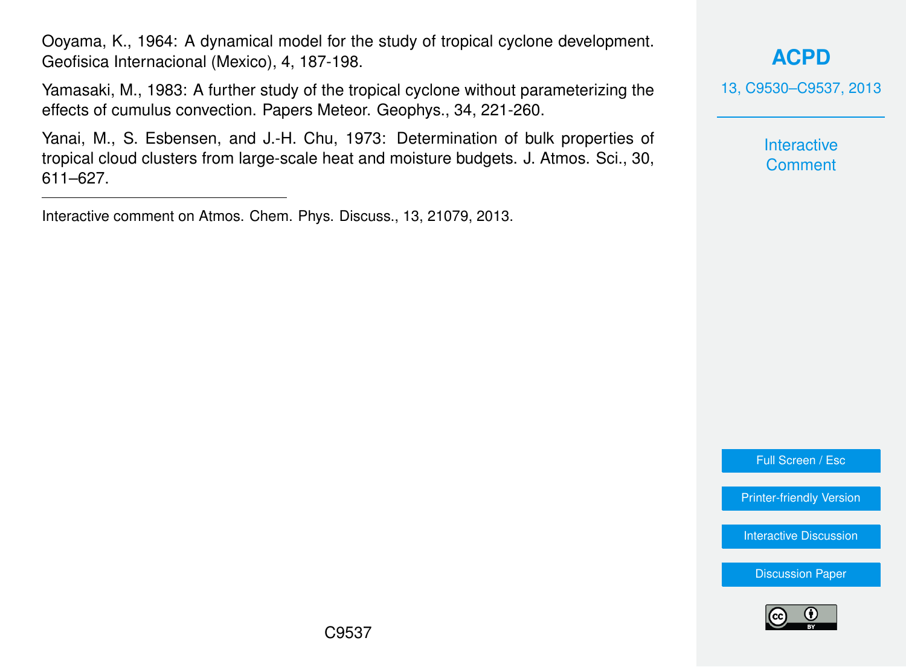Ooyama, K., 1964: A dynamical model for the study of tropical cyclone development. Geofisica Internacional (Mexico), 4, 187-198.

Yamasaki, M., 1983: A further study of the tropical cyclone without parameterizing the effects of cumulus convection. Papers Meteor. Geophys., 34, 221-260.

Yanai, M., S. Esbensen, and J.-H. Chu, 1973: Determination of bulk properties of tropical cloud clusters from large-scale heat and moisture budgets. J. Atmos. Sci., 30, 611–627.

---

Interactive comment on Atmos. Chem. Phys. Discuss., 13, 21079, 2013.